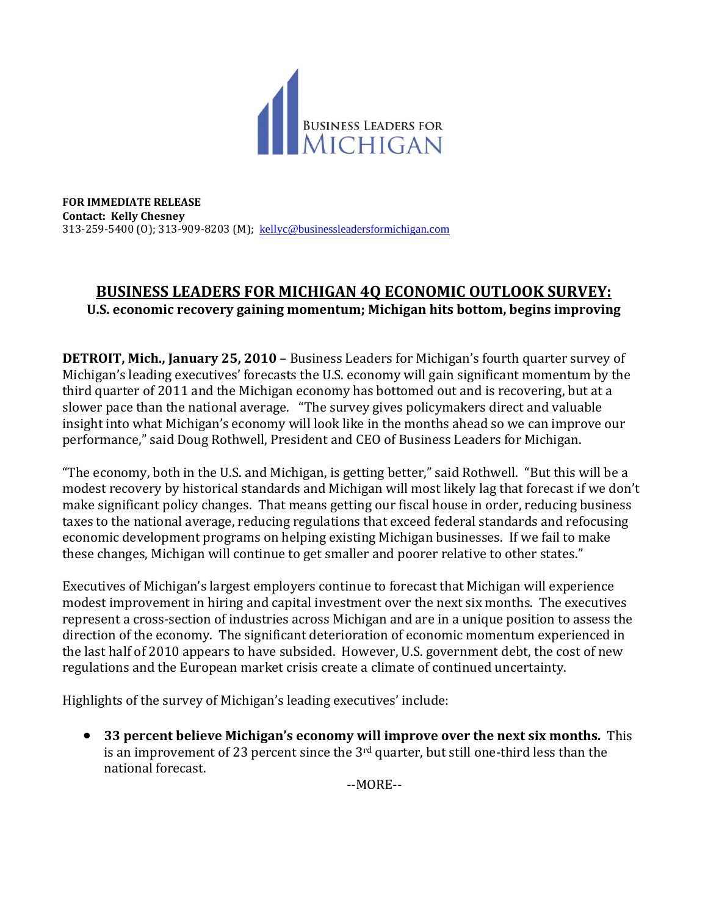**FOR IMMEDIATE RELEASE**
**Contact: Kelly Chesney**
313-259-5400 (O); 313-909-8203 (M); kellyc@businessleadersformichigan.com

# BUSINESS LEADERS FOR MICHIGAN 4Q ECONOMIC OUTLOOK SURVEY:

## U.S. economic recovery gaining momentum; Michigan hits bottom, begins improving

**DETROIT, Mich., January 25, 2010** – Business Leaders for Michigan's fourth quarter survey of Michigan's leading executives' forecasts the U.S. economy will gain significant momentum by the third quarter of 2011 and the Michigan economy has bottomed out and is recovering, but at a slower pace than the national average. "The survey gives policymakers direct and valuable insight into what Michigan's economy will look like in the months ahead so we can improve our performance," said Doug Rothwell, President and CEO of Business Leaders for Michigan.

"The economy, both in the U.S. and Michigan, is getting better," said Rothwell. "But this will be a modest recovery by historical standards and Michigan will most likely lag that forecast if we don't make significant policy changes. That means getting our fiscal house in order, reducing business taxes to the national average, reducing regulations that exceed federal standards and refocusing economic development programs on helping existing Michigan businesses. If we fail to make these changes, Michigan will continue to get smaller and poorer relative to other states."

Executives of Michigan's largest employers continue to forecast that Michigan will experience modest improvement in hiring and capital investment over the next six months. The executives represent a cross-section of industries across Michigan and are in a unique position to assess the direction of the economy. The significant deterioration of economic momentum experienced in the last half of 2010 appears to have subsided. However, U.S. government debt, the cost of new regulations and the European market crisis create a climate of continued uncertainty.

Highlights of the survey of Michigan's leading executives' include:

- **33 percent believe Michigan's economy will improve over the next six months.** This is an improvement of 23 percent since the 3rd quarter, but still one-third less than the national forecast.

--MORE--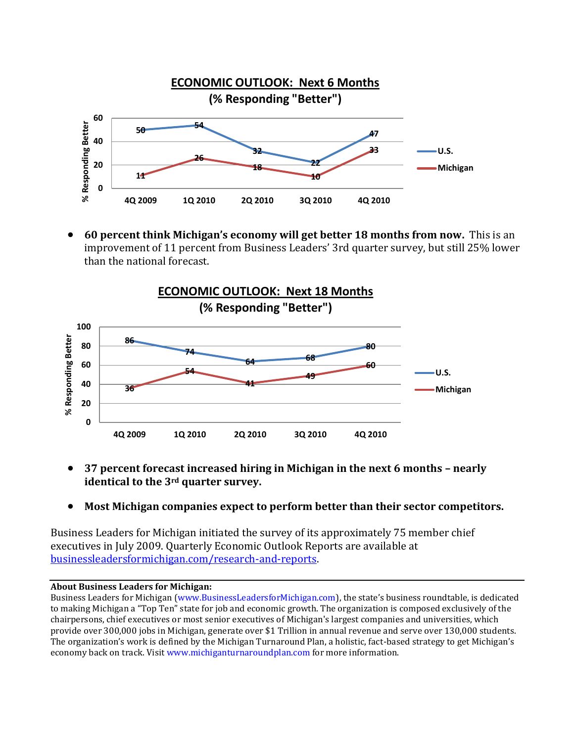**ECONOMIC OUTLOOK: Next 6 Months**
**(% Responding "Better")**

% Responding Better

60
40
20
0

4Q 2009 1Q 2010 2Q 2010 3Q 2010 4Q 2010

U.S.: 50 54 32 22 47
Michigan: 11 26 18 10 33

- **60 percent think Michigan's economy will get better 18 months from now.** This is an improvement of 11 percent from Business Leaders' 3rd quarter survey, but still 25% lower than the national forecast.

**ECONOMIC OUTLOOK: Next 18 Months**
**(% Responding "Better")**

% Responding Better

100
80
60
40
20
0

4Q 2009 1Q 2010 2Q 2010 3Q 2010 4Q 2010

U.S.: 86 74 64 68 80
Michigan: 36 54 41 49 60

- **37 percent forecast increased hiring in Michigan in the next 6 months – nearly identical to the 3rd quarter survey.**

- **Most Michigan companies expect to perform better than their sector competitors.**

Business Leaders for Michigan initiated the survey of its approximately 75 member chief executives in July 2009. Quarterly Economic Outlook Reports are available at businessleadersformichigan.com/research-and-reports.

---

**About Business Leaders for Michigan:**
Business Leaders for Michigan (www.BusinessLeadersforMichigan.com), the state's business roundtable, is dedicated to making Michigan a "Top Ten" state for job and economic growth. The organization is composed exclusively of the chairpersons, chief executives or most senior executives of Michigan's largest companies and universities, which provide over 300,000 jobs in Michigan, generate over $1 Trillion in annual revenue and serve over 130,000 students. The organization's work is defined by the Michigan Turnaround Plan, a holistic, fact-based strategy to get Michigan's economy back on track. Visit www.michiganturnaroundplan.com for more information.